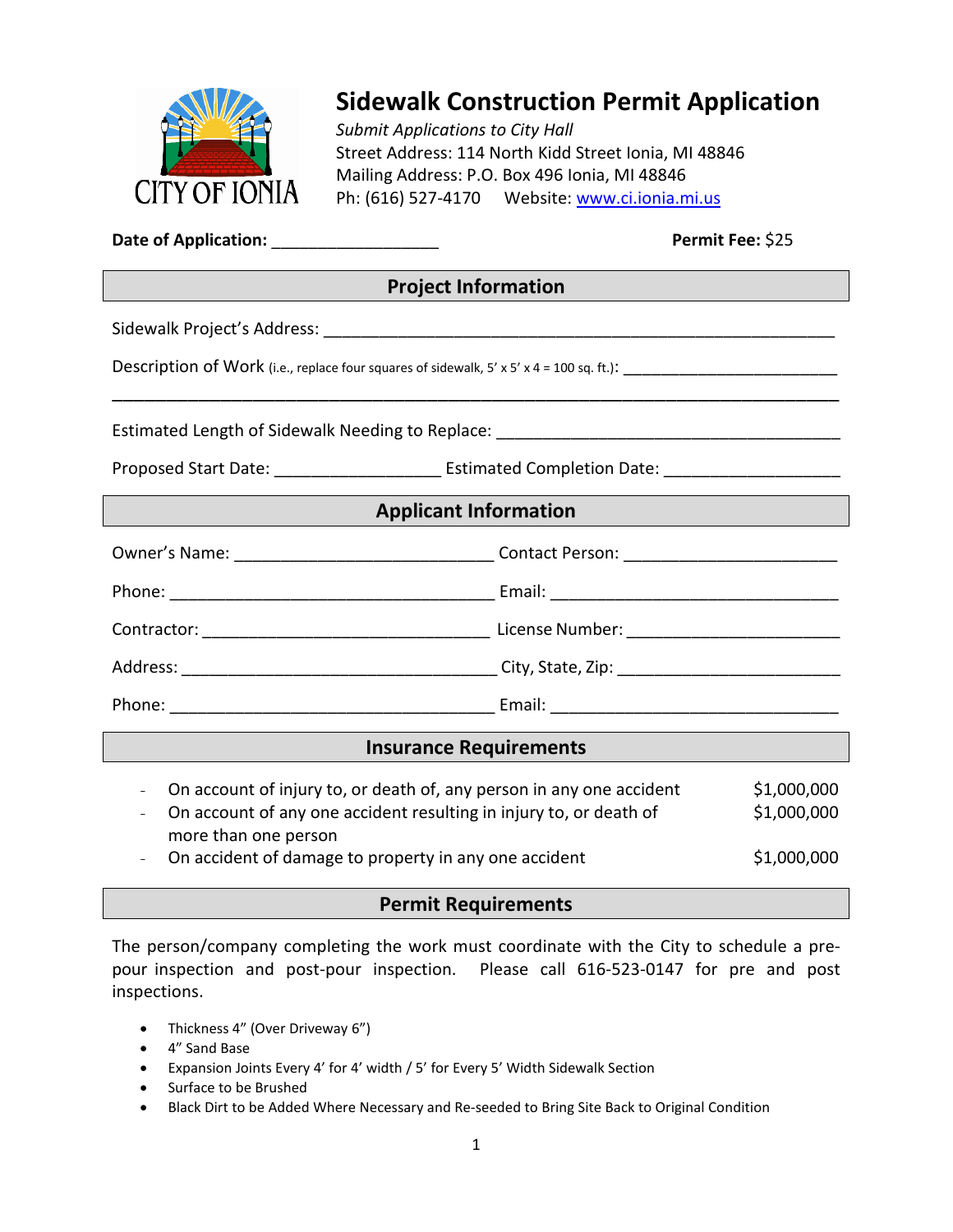CITY OF IONIA

# Sidewalk Construction Permit Application

*Submit Applications to City Hall*
Street Address: 114 North Kidd Street Ionia, MI 48846
Mailing Address: P.O. Box 496 Ionia, MI 48846
Ph: (616) 527-4170 Website: [www.ci.ionia.mi.us](http://www.ci.ionia.mi.us)

**Date of Application:** __________________ **Permit Fee:** $25

## Project Information

Sidewalk Project's Address: ________________________________________________________

Description of Work (i.e., replace four squares of sidewalk, 5' x 5' x 4 = 100 sq. ft.): ________________________

______________________________________________________________________________

Estimated Length of Sidewalk Needing to Replace: _____________________________________

Proposed Start Date: __________________ Estimated Completion Date: ___________________

## Applicant Information

Owner's Name: ____________________________ Contact Person: _______________________

Phone: ____________________________________ Email: ________________________________

Contractor: ________________________________ License Number: _______________________

Address: ___________________________________ City, State, Zip: ________________________

Phone: ____________________________________ Email: ________________________________

## Insurance Requirements

- On account of injury to, or death of, any person in any one accident — $1,000,000
- On account of any one accident resulting in injury to, or death of more than one person — $1,000,000
- On accident of damage to property in any one accident — $1,000,000

## Permit Requirements

The person/company completing the work must coordinate with the City to schedule a pre-pour inspection and post-pour inspection. Please call 616-523-0147 for pre and post inspections.

- Thickness 4" (Over Driveway 6")
- 4" Sand Base
- Expansion Joints Every 4' for 4' width / 5' for Every 5' Width Sidewalk Section
- Surface to be Brushed
- Black Dirt to be Added Where Necessary and Re-seeded to Bring Site Back to Original Condition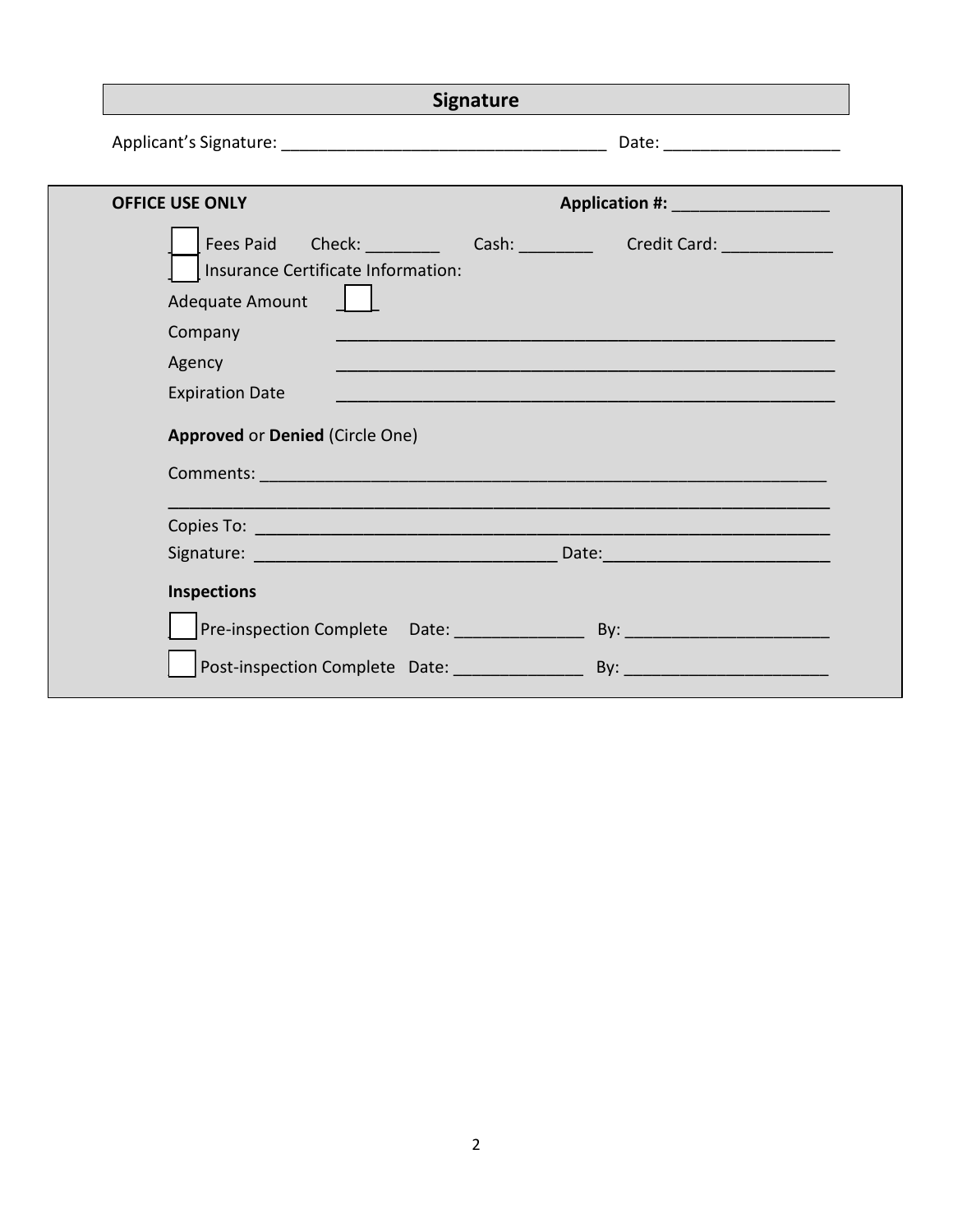## Signature

Applicant's Signature: ___________________________________ Date: ___________________

**OFFICE USE ONLY** **Application #:** _________________

☐ Fees Paid Check: ________ Cash: ________ Credit Card: ____________

☐ Insurance Certificate Information:

Adequate Amount ☐

Company _______________________________________________________

Agency _______________________________________________________

Expiration Date _______________________________________________________

**Approved** or **Denied** (Circle One)

Comments: _____________________________________________________________

______________________________________________________________________

Copies To: _____________________________________________________________

Signature: _________________________________ Date: ________________________

**Inspections**

☐ Pre-inspection Complete Date: ______________ By: ______________________

☐ Post-inspection Complete Date: ______________ By: ______________________